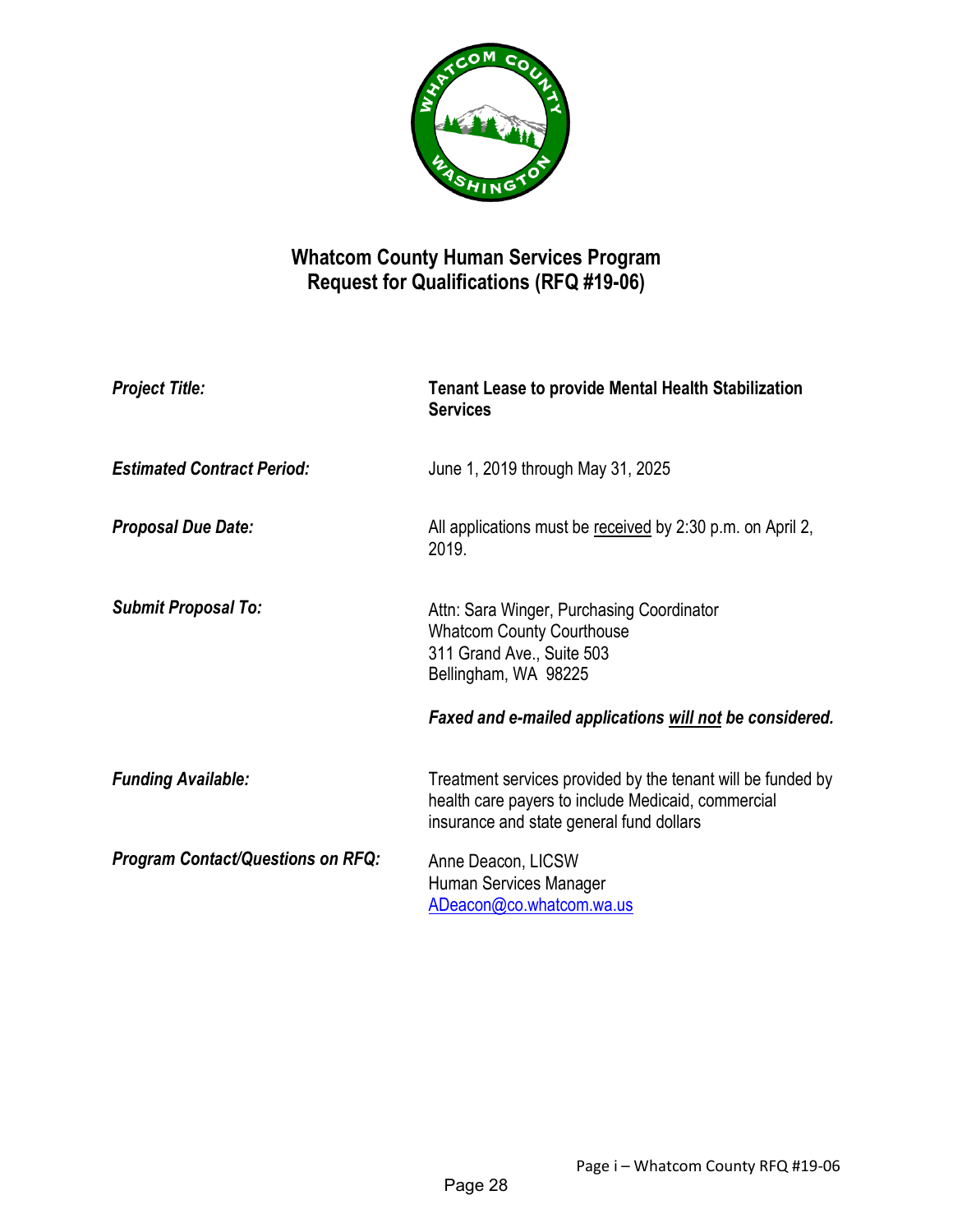# Whatcom County Human Services Program
## Request for Qualifications (RFQ #19-06)

| | |
|---|---|
| ***Project Title:*** | **Tenant Lease to provide Mental Health Stabilization Services** |
| ***Estimated Contract Period:*** | June 1, 2019 through May 31, 2025 |
| ***Proposal Due Date:*** | All applications must be received by 2:30 p.m. on April 2, 2019. |
| ***Submit Proposal To:*** | Attn: Sara Winger, Purchasing Coordinator<br>Whatcom County Courthouse<br>311 Grand Ave., Suite 503<br>Bellingham, WA 98225<br><br>***Faxed and e-mailed applications will not be considered.*** |
| ***Funding Available:*** | Treatment services provided by the tenant will be funded by health care payers to include Medicaid, commercial insurance and state general fund dollars |
| ***Program Contact/Questions on RFQ:*** | Anne Deacon, LICSW<br>Human Services Manager<br>ADeacon@co.whatcom.wa.us |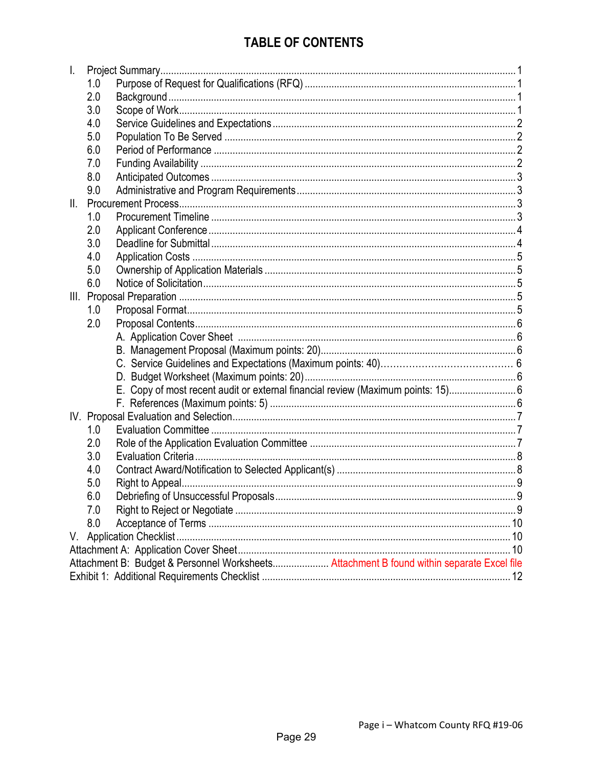# TABLE OF CONTENTS

I. Project Summary ..... 1
- 1.0 Purpose of Request for Qualifications (RFQ) ..... 1
- 2.0 Background ..... 1
- 3.0 Scope of Work ..... 1
- 4.0 Service Guidelines and Expectations ..... 2
- 5.0 Population To Be Served ..... 2
- 6.0 Period of Performance ..... 2
- 7.0 Funding Availability ..... 2
- 8.0 Anticipated Outcomes ..... 3
- 9.0 Administrative and Program Requirements ..... 3

II. Procurement Process ..... 3
- 1.0 Procurement Timeline ..... 3
- 2.0 Applicant Conference ..... 4
- 3.0 Deadline for Submittal ..... 4
- 4.0 Application Costs ..... 5
- 5.0 Ownership of Application Materials ..... 5
- 6.0 Notice of Solicitation ..... 5

III. Proposal Preparation ..... 5
- 1.0 Proposal Format ..... 5
- 2.0 Proposal Contents ..... 6
  - A. Application Cover Sheet ..... 6
  - B. Management Proposal (Maximum points: 20) ..... 6
  - C. Service Guidelines and Expectations (Maximum points: 40) ..... 6
  - D. Budget Worksheet (Maximum points: 20) ..... 6
  - E. Copy of most recent audit or external financial review (Maximum points: 15) ..... 6
  - F. References (Maximum points: 5) ..... 6

IV. Proposal Evaluation and Selection ..... 7
- 1.0 Evaluation Committee ..... 7
- 2.0 Role of the Application Evaluation Committee ..... 7
- 3.0 Evaluation Criteria ..... 8
- 4.0 Contract Award/Notification to Selected Applicant(s) ..... 8
- 5.0 Right to Appeal ..... 9
- 6.0 Debriefing of Unsuccessful Proposals ..... 9
- 7.0 Right to Reject or Negotiate ..... 9
- 8.0 Acceptance of Terms ..... 10

V. Application Checklist ..... 10

Attachment A: Application Cover Sheet ..... 10

Attachment B: Budget & Personnel Worksheets ..... Attachment B found within separate Excel file

Exhibit 1: Additional Requirements Checklist ..... 12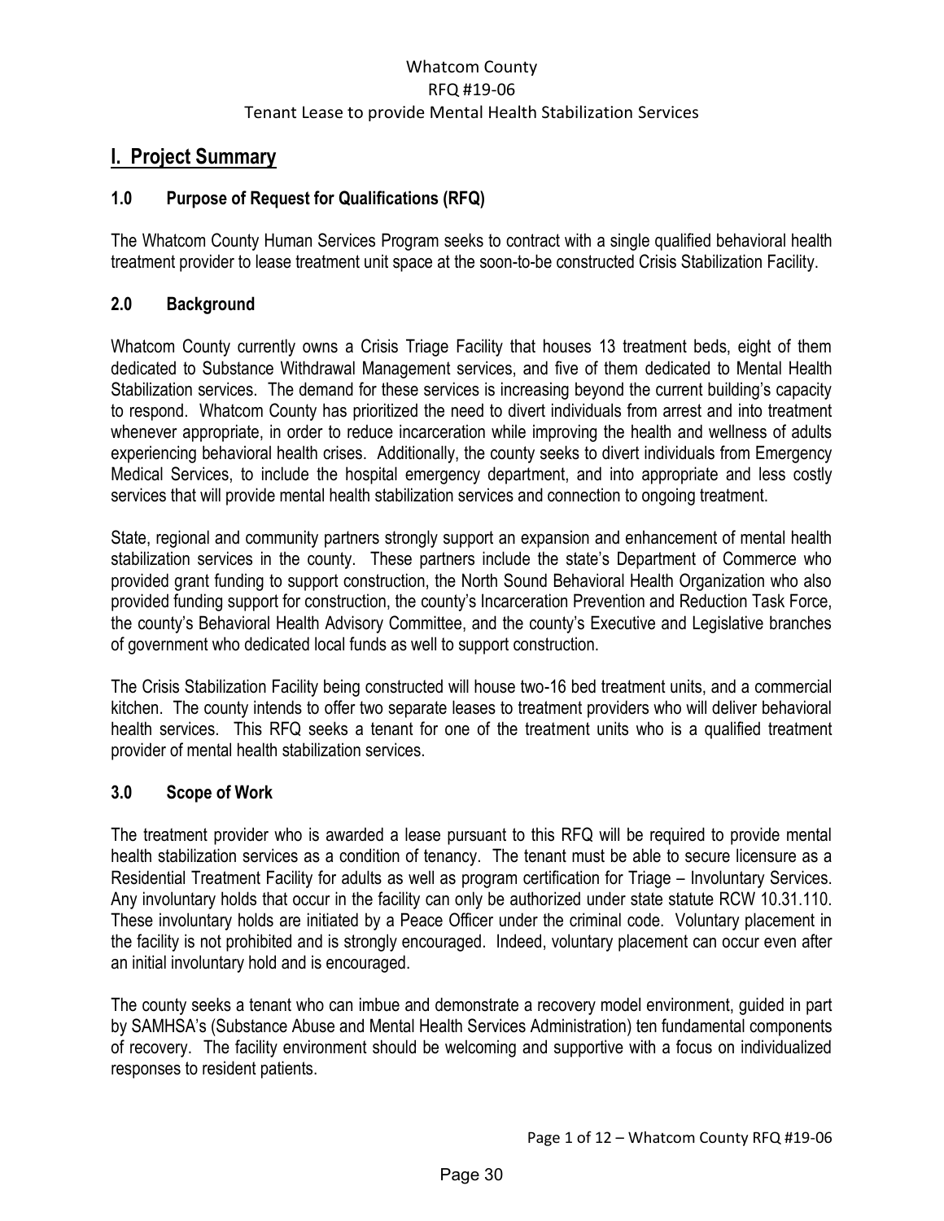Whatcom County
RFQ #19-06
Tenant Lease to provide Mental Health Stabilization Services

# I. Project Summary

### 1.0 Purpose of Request for Qualifications (RFQ)

The Whatcom County Human Services Program seeks to contract with a single qualified behavioral health treatment provider to lease treatment unit space at the soon-to-be constructed Crisis Stabilization Facility.

### 2.0 Background

Whatcom County currently owns a Crisis Triage Facility that houses 13 treatment beds, eight of them dedicated to Substance Withdrawal Management services, and five of them dedicated to Mental Health Stabilization services. The demand for these services is increasing beyond the current building's capacity to respond. Whatcom County has prioritized the need to divert individuals from arrest and into treatment whenever appropriate, in order to reduce incarceration while improving the health and wellness of adults experiencing behavioral health crises. Additionally, the county seeks to divert individuals from Emergency Medical Services, to include the hospital emergency department, and into appropriate and less costly services that will provide mental health stabilization services and connection to ongoing treatment.

State, regional and community partners strongly support an expansion and enhancement of mental health stabilization services in the county. These partners include the state's Department of Commerce who provided grant funding to support construction, the North Sound Behavioral Health Organization who also provided funding support for construction, the county's Incarceration Prevention and Reduction Task Force, the county's Behavioral Health Advisory Committee, and the county's Executive and Legislative branches of government who dedicated local funds as well to support construction.

The Crisis Stabilization Facility being constructed will house two-16 bed treatment units, and a commercial kitchen. The county intends to offer two separate leases to treatment providers who will deliver behavioral health services. This RFQ seeks a tenant for one of the treatment units who is a qualified treatment provider of mental health stabilization services.

### 3.0 Scope of Work

The treatment provider who is awarded a lease pursuant to this RFQ will be required to provide mental health stabilization services as a condition of tenancy. The tenant must be able to secure licensure as a Residential Treatment Facility for adults as well as program certification for Triage – Involuntary Services. Any involuntary holds that occur in the facility can only be authorized under state statute RCW 10.31.110. These involuntary holds are initiated by a Peace Officer under the criminal code. Voluntary placement in the facility is not prohibited and is strongly encouraged. Indeed, voluntary placement can occur even after an initial involuntary hold and is encouraged.

The county seeks a tenant who can imbue and demonstrate a recovery model environment, guided in part by SAMHSA's (Substance Abuse and Mental Health Services Administration) ten fundamental components of recovery. The facility environment should be welcoming and supportive with a focus on individualized responses to resident patients.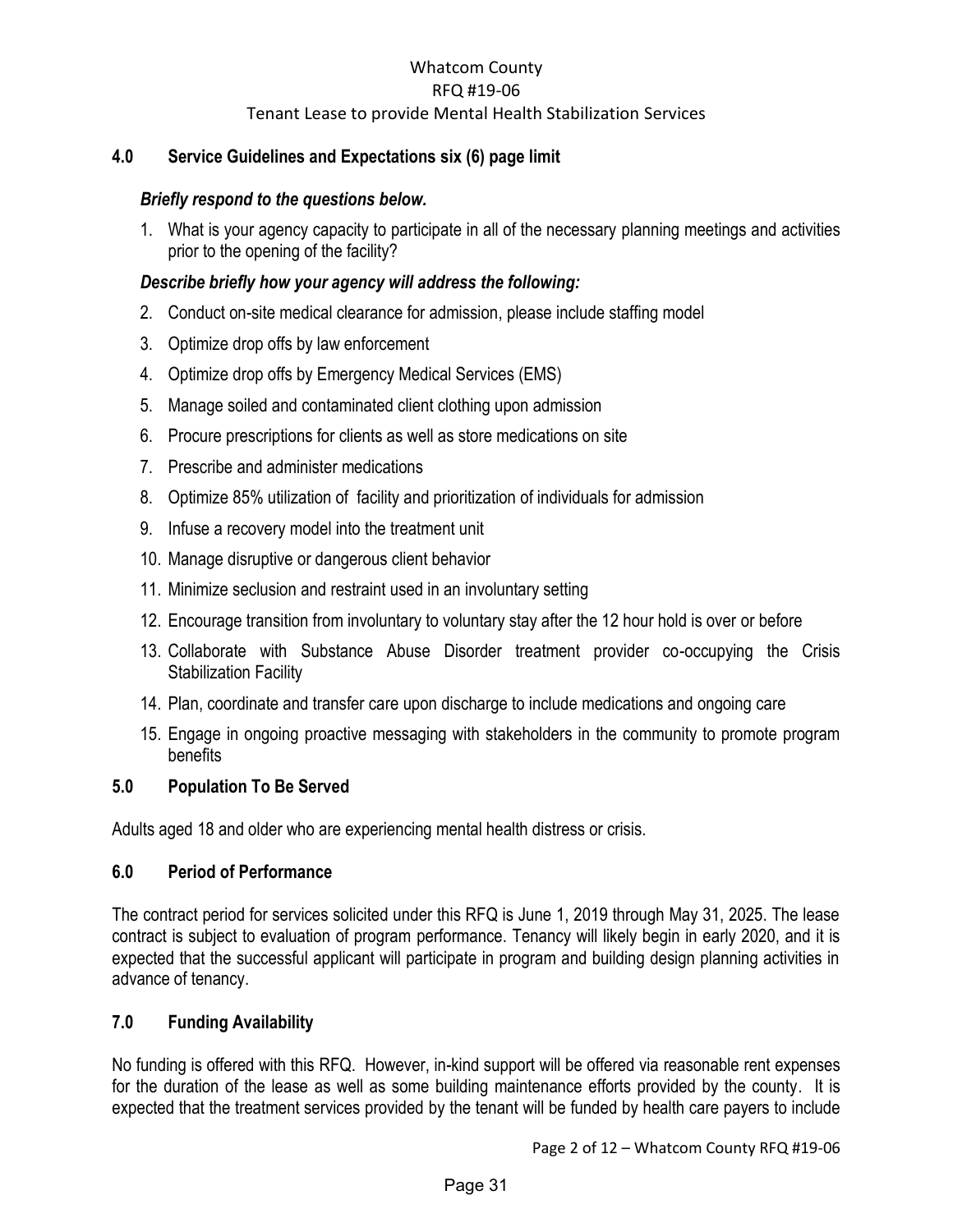## 4.0 Service Guidelines and Expectations six (6) page limit

***Briefly respond to the questions below.***

1. What is your agency capacity to participate in all of the necessary planning meetings and activities prior to the opening of the facility?

***Describe briefly how your agency will address the following:***

2. Conduct on-site medical clearance for admission, please include staffing model
3. Optimize drop offs by law enforcement
4. Optimize drop offs by Emergency Medical Services (EMS)
5. Manage soiled and contaminated client clothing upon admission
6. Procure prescriptions for clients as well as store medications on site
7. Prescribe and administer medications
8. Optimize 85% utilization of facility and prioritization of individuals for admission
9. Infuse a recovery model into the treatment unit
10. Manage disruptive or dangerous client behavior
11. Minimize seclusion and restraint used in an involuntary setting
12. Encourage transition from involuntary to voluntary stay after the 12 hour hold is over or before
13. Collaborate with Substance Abuse Disorder treatment provider co-occupying the Crisis Stabilization Facility
14. Plan, coordinate and transfer care upon discharge to include medications and ongoing care
15. Engage in ongoing proactive messaging with stakeholders in the community to promote program benefits

## 5.0 Population To Be Served

Adults aged 18 and older who are experiencing mental health distress or crisis.

## 6.0 Period of Performance

The contract period for services solicited under this RFQ is June 1, 2019 through May 31, 2025. The lease contract is subject to evaluation of program performance. Tenancy will likely begin in early 2020, and it is expected that the successful applicant will participate in program and building design planning activities in advance of tenancy.

## 7.0 Funding Availability

No funding is offered with this RFQ. However, in-kind support will be offered via reasonable rent expenses for the duration of the lease as well as some building maintenance efforts provided by the county. It is expected that the treatment services provided by the tenant will be funded by health care payers to include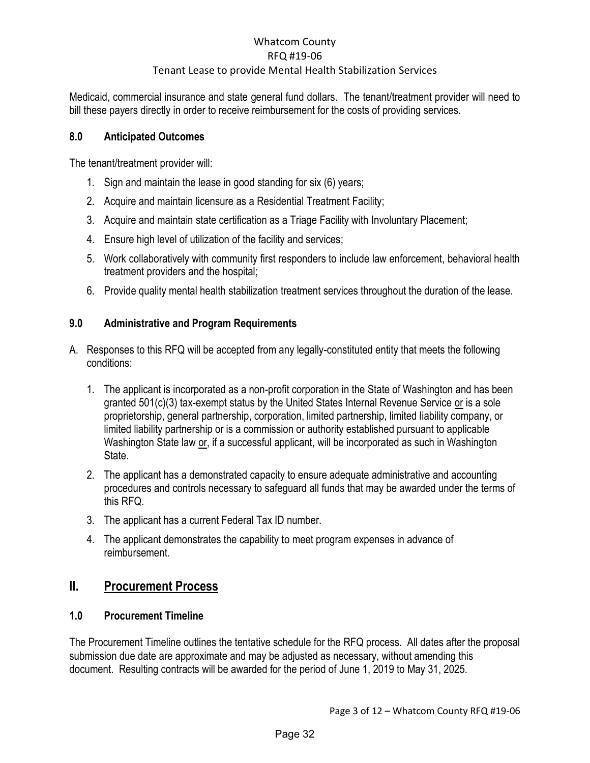Medicaid, commercial insurance and state general fund dollars. The tenant/treatment provider will need to bill these payers directly in order to receive reimbursement for the costs of providing services.

### 8.0 Anticipated Outcomes

The tenant/treatment provider will:

1. Sign and maintain the lease in good standing for six (6) years;
2. Acquire and maintain licensure as a Residential Treatment Facility;
3. Acquire and maintain state certification as a Triage Facility with Involuntary Placement;
4. Ensure high level of utilization of the facility and services;
5. Work collaboratively with community first responders to include law enforcement, behavioral health treatment providers and the hospital;
6. Provide quality mental health stabilization treatment services throughout the duration of the lease.

### 9.0 Administrative and Program Requirements

A. Responses to this RFQ will be accepted from any legally-constituted entity that meets the following conditions:

   1. The applicant is incorporated as a non-profit corporation in the State of Washington and has been granted 501(c)(3) tax-exempt status by the United States Internal Revenue Service <u>or</u> is a sole proprietorship, general partnership, corporation, limited partnership, limited liability company, or limited liability partnership or is a commission or authority established pursuant to applicable Washington State law <u>or</u>, if a successful applicant, will be incorporated as such in Washington State.
   2. The applicant has a demonstrated capacity to ensure adequate administrative and accounting procedures and controls necessary to safeguard all funds that may be awarded under the terms of this RFQ.
   3. The applicant has a current Federal Tax ID number.
   4. The applicant demonstrates the capability to meet program expenses in advance of reimbursement.

## II. Procurement Process

### 1.0 Procurement Timeline

The Procurement Timeline outlines the tentative schedule for the RFQ process. All dates after the proposal submission due date are approximate and may be adjusted as necessary, without amending this document. Resulting contracts will be awarded for the period of June 1, 2019 to May 31, 2025.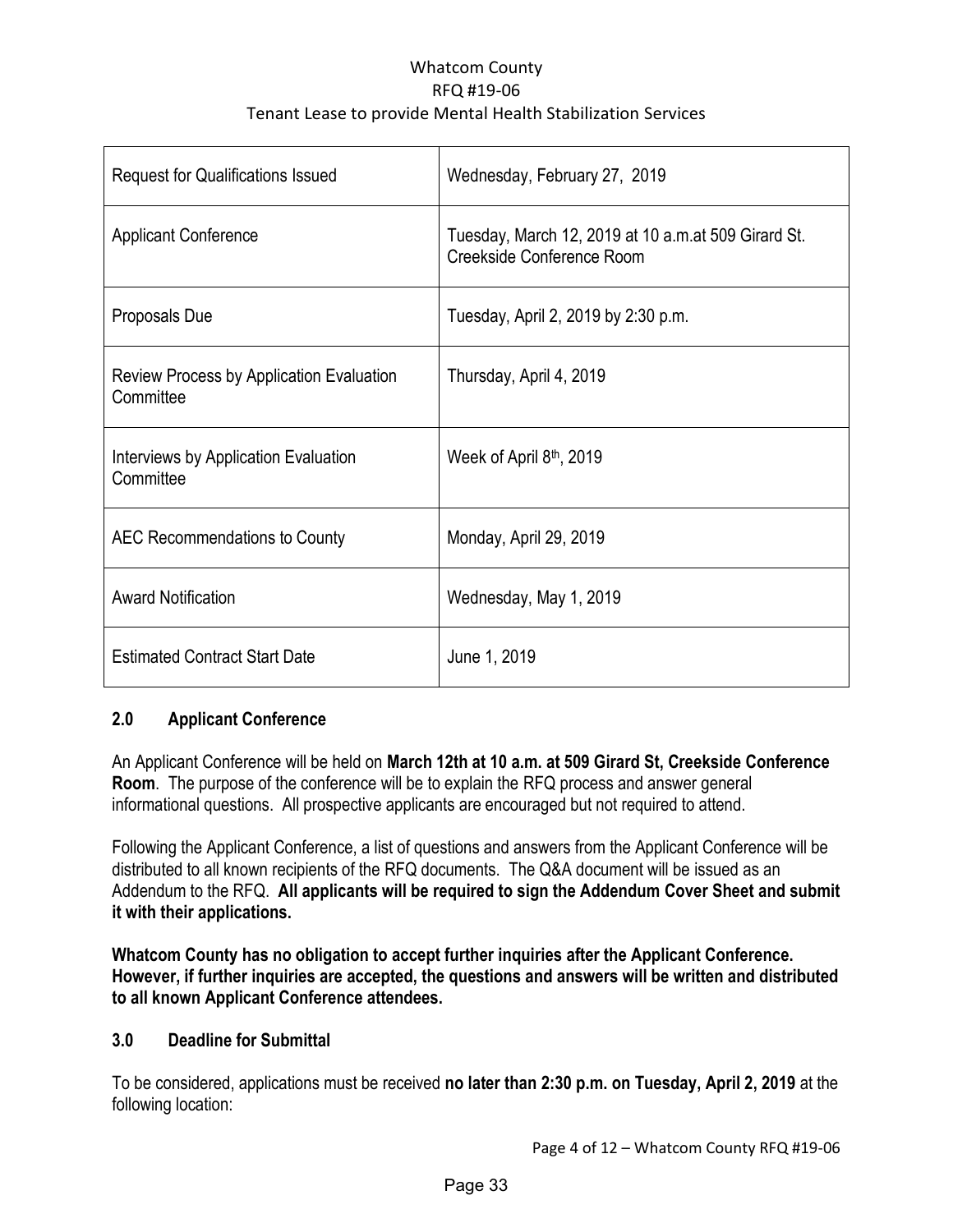| Request for Qualifications Issued | Wednesday, February 27, 2019 |
|---|---|
| Applicant Conference | Tuesday, March 12, 2019 at 10 a.m.at 509 Girard St. Creekside Conference Room |
| Proposals Due | Tuesday, April 2, 2019 by 2:30 p.m. |
| Review Process by Application Evaluation Committee | Thursday, April 4, 2019 |
| Interviews by Application Evaluation Committee | Week of April 8th, 2019 |
| AEC Recommendations to County | Monday, April 29, 2019 |
| Award Notification | Wednesday, May 1, 2019 |
| Estimated Contract Start Date | June 1, 2019 |

## 2.0 Applicant Conference

An Applicant Conference will be held on **March 12th at 10 a.m. at 509 Girard St, Creekside Conference Room**. The purpose of the conference will be to explain the RFQ process and answer general informational questions. All prospective applicants are encouraged but not required to attend.

Following the Applicant Conference, a list of questions and answers from the Applicant Conference will be distributed to all known recipients of the RFQ documents. The Q&A document will be issued as an Addendum to the RFQ. **All applicants will be required to sign the Addendum Cover Sheet and submit it with their applications.**

**Whatcom County has no obligation to accept further inquiries after the Applicant Conference. However, if further inquiries are accepted, the questions and answers will be written and distributed to all known Applicant Conference attendees.**

## 3.0 Deadline for Submittal

To be considered, applications must be received **no later than 2:30 p.m. on Tuesday, April 2, 2019** at the following location: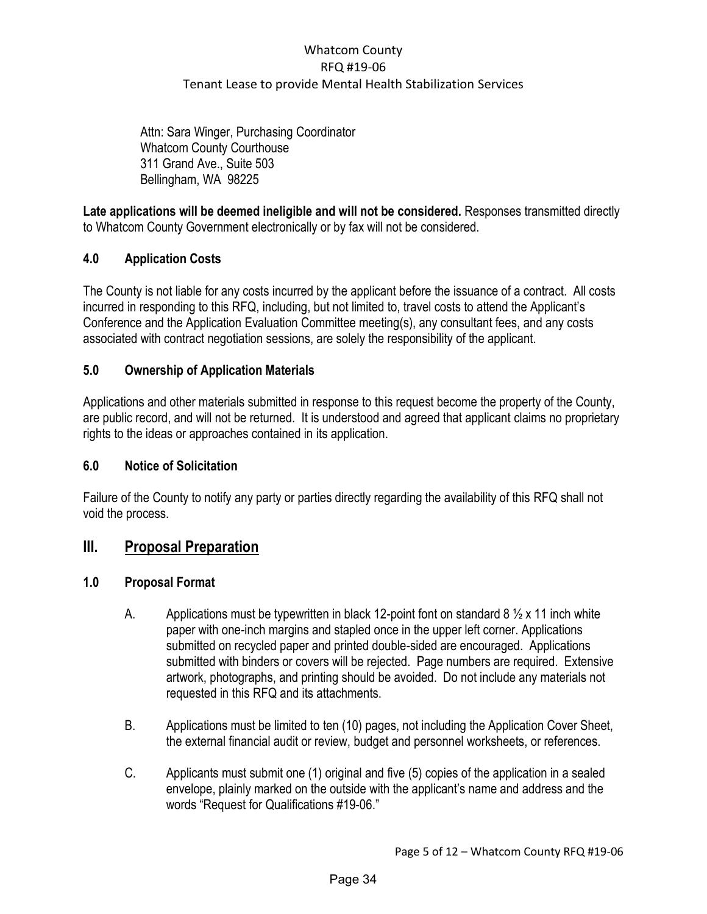Attn: Sara Winger, Purchasing Coordinator
Whatcom County Courthouse
311 Grand Ave., Suite 503
Bellingham, WA 98225

**Late applications will be deemed ineligible and will not be considered.** Responses transmitted directly to Whatcom County Government electronically or by fax will not be considered.

### 4.0 Application Costs

The County is not liable for any costs incurred by the applicant before the issuance of a contract. All costs incurred in responding to this RFQ, including, but not limited to, travel costs to attend the Applicant's Conference and the Application Evaluation Committee meeting(s), any consultant fees, and any costs associated with contract negotiation sessions, are solely the responsibility of the applicant.

### 5.0 Ownership of Application Materials

Applications and other materials submitted in response to this request become the property of the County, are public record, and will not be returned. It is understood and agreed that applicant claims no proprietary rights to the ideas or approaches contained in its application.

### 6.0 Notice of Solicitation

Failure of the County to notify any party or parties directly regarding the availability of this RFQ shall not void the process.

## III. Proposal Preparation

### 1.0 Proposal Format

A. Applications must be typewritten in black 12-point font on standard 8 ½ x 11 inch white paper with one-inch margins and stapled once in the upper left corner. Applications submitted on recycled paper and printed double-sided are encouraged. Applications submitted with binders or covers will be rejected. Page numbers are required. Extensive artwork, photographs, and printing should be avoided. Do not include any materials not requested in this RFQ and its attachments.

B. Applications must be limited to ten (10) pages, not including the Application Cover Sheet, the external financial audit or review, budget and personnel worksheets, or references.

C. Applicants must submit one (1) original and five (5) copies of the application in a sealed envelope, plainly marked on the outside with the applicant's name and address and the words "Request for Qualifications #19-06."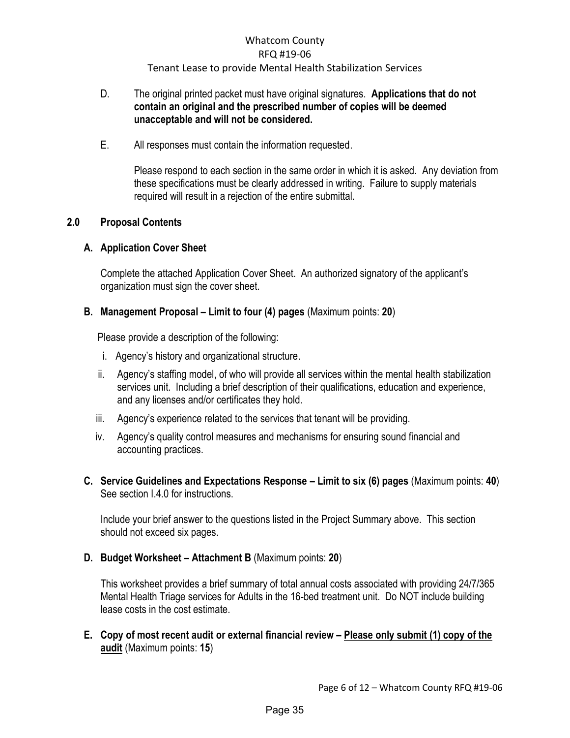D. The original printed packet must have original signatures. **Applications that do not contain an original and the prescribed number of copies will be deemed unacceptable and will not be considered.**

E. All responses must contain the information requested.

Please respond to each section in the same order in which it is asked. Any deviation from these specifications must be clearly addressed in writing. Failure to supply materials required will result in a rejection of the entire submittal.

## 2.0 Proposal Contents

### A. Application Cover Sheet

Complete the attached Application Cover Sheet. An authorized signatory of the applicant's organization must sign the cover sheet.

### B. Management Proposal – Limit to four (4) pages (Maximum points: **20**)

Please provide a description of the following:

i. Agency's history and organizational structure.

ii. Agency's staffing model, of who will provide all services within the mental health stabilization services unit. Including a brief description of their qualifications, education and experience, and any licenses and/or certificates they hold.

iii. Agency's experience related to the services that tenant will be providing.

iv. Agency's quality control measures and mechanisms for ensuring sound financial and accounting practices.

### C. Service Guidelines and Expectations Response – Limit to six (6) pages (Maximum points: **40**)

See section I.4.0 for instructions.

Include your brief answer to the questions listed in the Project Summary above. This section should not exceed six pages.

### D. Budget Worksheet – Attachment B (Maximum points: **20**)

This worksheet provides a brief summary of total annual costs associated with providing 24/7/365 Mental Health Triage services for Adults in the 16-bed treatment unit. Do NOT include building lease costs in the cost estimate.

### E. Copy of most recent audit or external financial review – <u>Please only submit (1) copy of the audit</u> (Maximum points: **15**)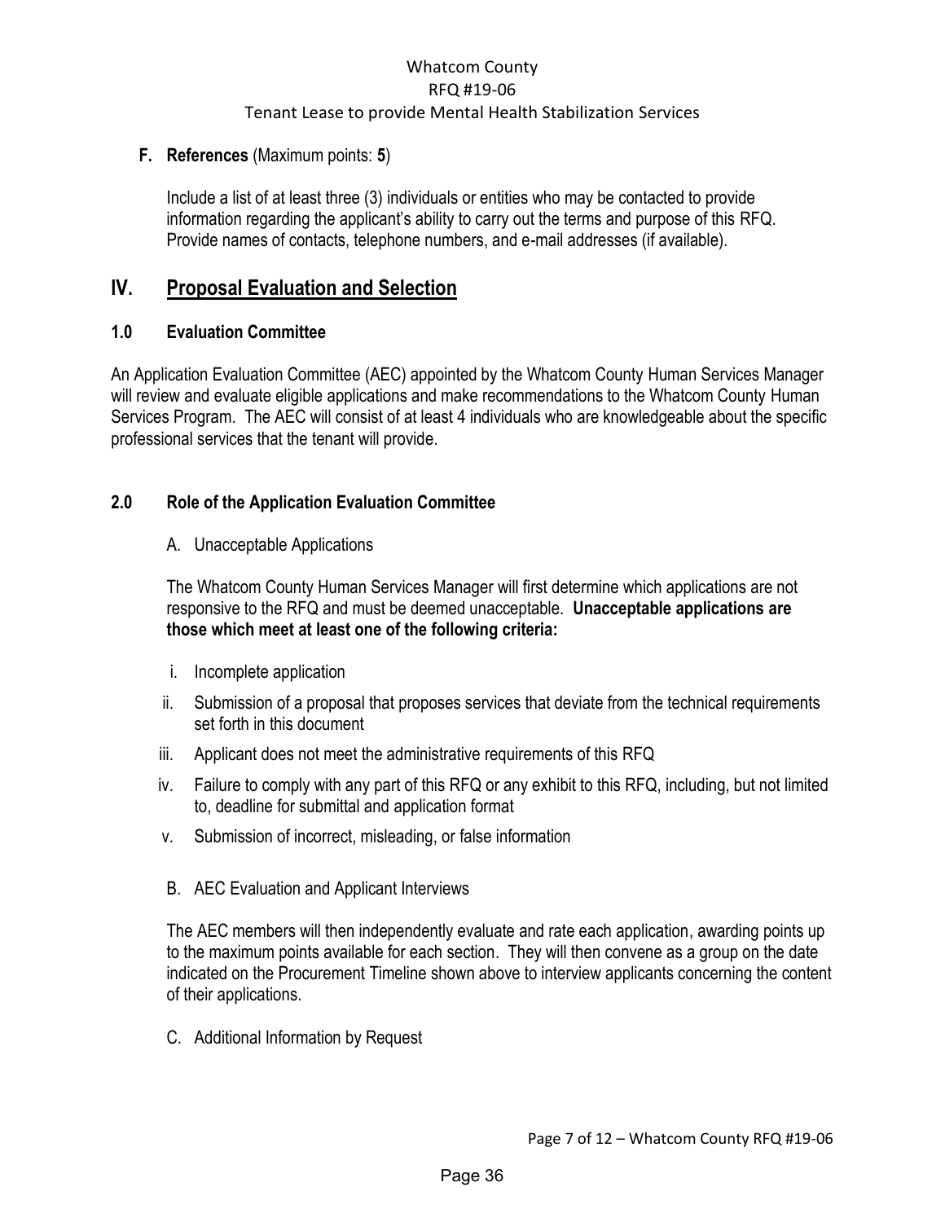**F. References** (Maximum points: **5**)

Include a list of at least three (3) individuals or entities who may be contacted to provide information regarding the applicant's ability to carry out the terms and purpose of this RFQ. Provide names of contacts, telephone numbers, and e-mail addresses (if available).

## IV. Proposal Evaluation and Selection

### 1.0 Evaluation Committee

An Application Evaluation Committee (AEC) appointed by the Whatcom County Human Services Manager will review and evaluate eligible applications and make recommendations to the Whatcom County Human Services Program. The AEC will consist of at least 4 individuals who are knowledgeable about the specific professional services that the tenant will provide.

### 2.0 Role of the Application Evaluation Committee

A. Unacceptable Applications

The Whatcom County Human Services Manager will first determine which applications are not responsive to the RFQ and must be deemed unacceptable. **Unacceptable applications are those which meet at least one of the following criteria:**

i. Incomplete application

ii. Submission of a proposal that proposes services that deviate from the technical requirements set forth in this document

iii. Applicant does not meet the administrative requirements of this RFQ

iv. Failure to comply with any part of this RFQ or any exhibit to this RFQ, including, but not limited to, deadline for submittal and application format

v. Submission of incorrect, misleading, or false information

B. AEC Evaluation and Applicant Interviews

The AEC members will then independently evaluate and rate each application, awarding points up to the maximum points available for each section. They will then convene as a group on the date indicated on the Procurement Timeline shown above to interview applicants concerning the content of their applications.

C. Additional Information by Request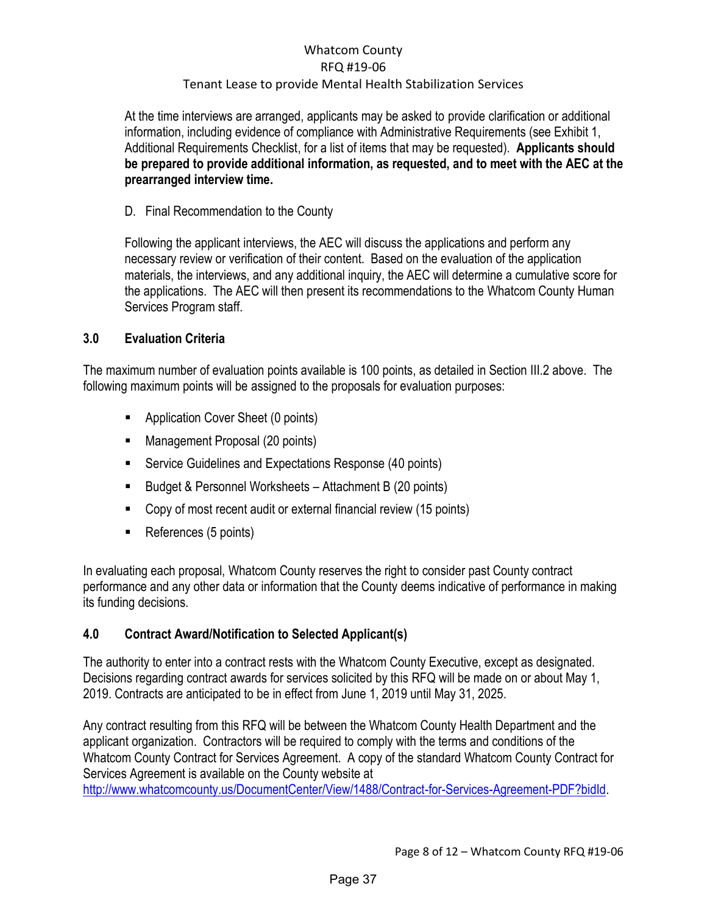At the time interviews are arranged, applicants may be asked to provide clarification or additional information, including evidence of compliance with Administrative Requirements (see Exhibit 1, Additional Requirements Checklist, for a list of items that may be requested). **Applicants should be prepared to provide additional information, as requested, and to meet with the AEC at the prearranged interview time.**

D. Final Recommendation to the County

Following the applicant interviews, the AEC will discuss the applications and perform any necessary review or verification of their content. Based on the evaluation of the application materials, the interviews, and any additional inquiry, the AEC will determine a cumulative score for the applications. The AEC will then present its recommendations to the Whatcom County Human Services Program staff.

## 3.0 Evaluation Criteria

The maximum number of evaluation points available is 100 points, as detailed in Section III.2 above. The following maximum points will be assigned to the proposals for evaluation purposes:

- Application Cover Sheet (0 points)
- Management Proposal (20 points)
- Service Guidelines and Expectations Response (40 points)
- Budget & Personnel Worksheets – Attachment B (20 points)
- Copy of most recent audit or external financial review (15 points)
- References (5 points)

In evaluating each proposal, Whatcom County reserves the right to consider past County contract performance and any other data or information that the County deems indicative of performance in making its funding decisions.

## 4.0 Contract Award/Notification to Selected Applicant(s)

The authority to enter into a contract rests with the Whatcom County Executive, except as designated. Decisions regarding contract awards for services solicited by this RFQ will be made on or about May 1, 2019. Contracts are anticipated to be in effect from June 1, 2019 until May 31, 2025.

Any contract resulting from this RFQ will be between the Whatcom County Health Department and the applicant organization. Contractors will be required to comply with the terms and conditions of the Whatcom County Contract for Services Agreement. A copy of the standard Whatcom County Contract for Services Agreement is available on the County website at http://www.whatcomcounty.us/DocumentCenter/View/1488/Contract-for-Services-Agreement-PDF?bidId.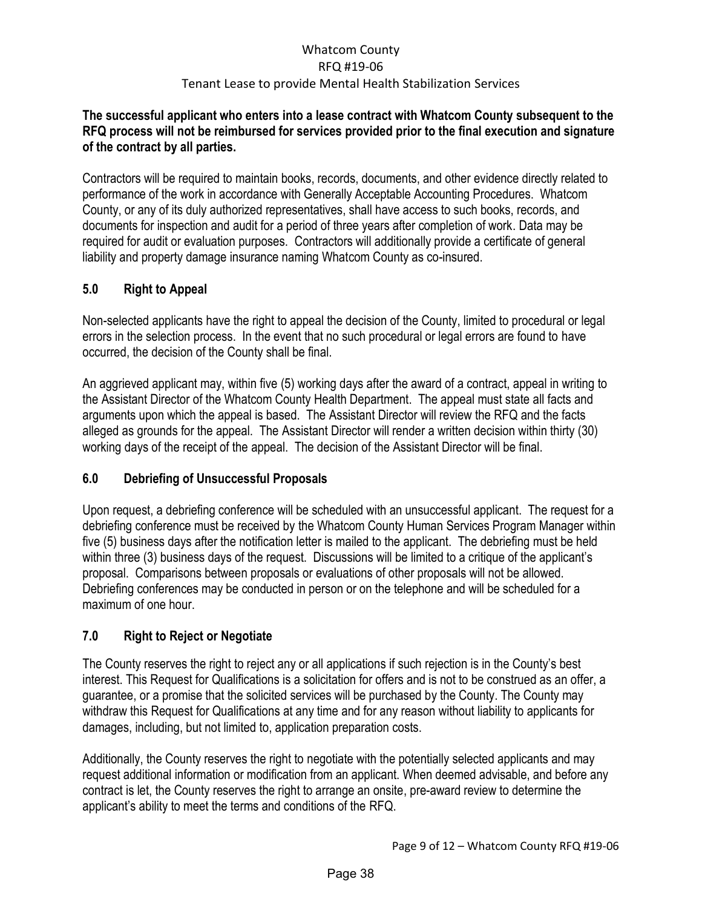**The successful applicant who enters into a lease contract with Whatcom County subsequent to the RFQ process will not be reimbursed for services provided prior to the final execution and signature of the contract by all parties.**

Contractors will be required to maintain books, records, documents, and other evidence directly related to performance of the work in accordance with Generally Acceptable Accounting Procedures. Whatcom County, or any of its duly authorized representatives, shall have access to such books, records, and documents for inspection and audit for a period of three years after completion of work. Data may be required for audit or evaluation purposes. Contractors will additionally provide a certificate of general liability and property damage insurance naming Whatcom County as co-insured.

## 5.0 Right to Appeal

Non-selected applicants have the right to appeal the decision of the County, limited to procedural or legal errors in the selection process. In the event that no such procedural or legal errors are found to have occurred, the decision of the County shall be final.

An aggrieved applicant may, within five (5) working days after the award of a contract, appeal in writing to the Assistant Director of the Whatcom County Health Department. The appeal must state all facts and arguments upon which the appeal is based. The Assistant Director will review the RFQ and the facts alleged as grounds for the appeal. The Assistant Director will render a written decision within thirty (30) working days of the receipt of the appeal. The decision of the Assistant Director will be final.

## 6.0 Debriefing of Unsuccessful Proposals

Upon request, a debriefing conference will be scheduled with an unsuccessful applicant. The request for a debriefing conference must be received by the Whatcom County Human Services Program Manager within five (5) business days after the notification letter is mailed to the applicant. The debriefing must be held within three (3) business days of the request. Discussions will be limited to a critique of the applicant's proposal. Comparisons between proposals or evaluations of other proposals will not be allowed. Debriefing conferences may be conducted in person or on the telephone and will be scheduled for a maximum of one hour.

## 7.0 Right to Reject or Negotiate

The County reserves the right to reject any or all applications if such rejection is in the County's best interest. This Request for Qualifications is a solicitation for offers and is not to be construed as an offer, a guarantee, or a promise that the solicited services will be purchased by the County. The County may withdraw this Request for Qualifications at any time and for any reason without liability to applicants for damages, including, but not limited to, application preparation costs.

Additionally, the County reserves the right to negotiate with the potentially selected applicants and may request additional information or modification from an applicant. When deemed advisable, and before any contract is let, the County reserves the right to arrange an onsite, pre-award review to determine the applicant's ability to meet the terms and conditions of the RFQ.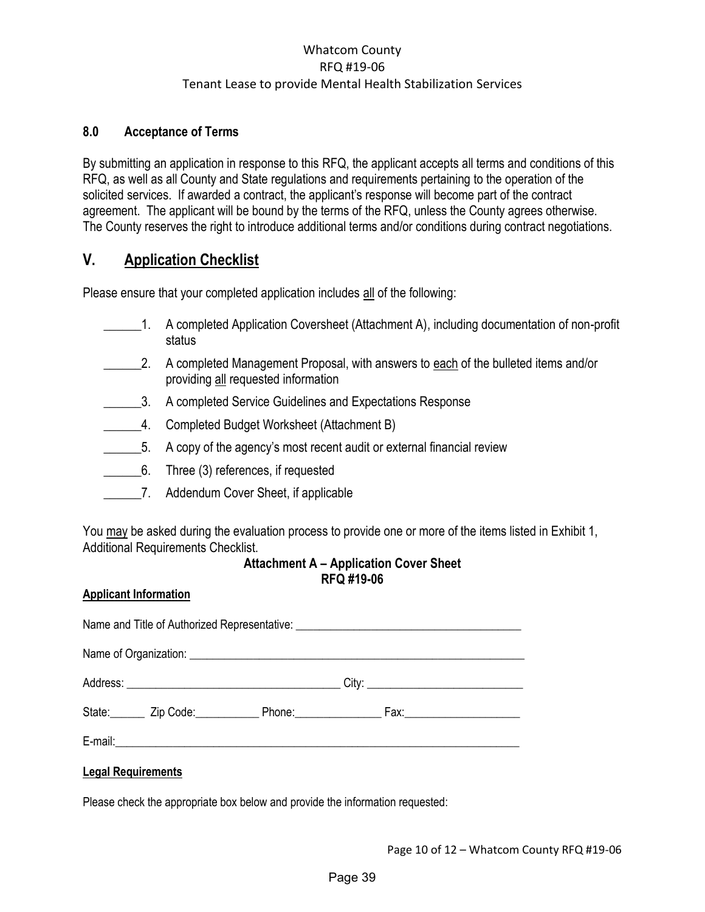### 8.0 Acceptance of Terms

By submitting an application in response to this RFQ, the applicant accepts all terms and conditions of this RFQ, as well as all County and State regulations and requirements pertaining to the operation of the solicited services. If awarded a contract, the applicant's response will become part of the contract agreement. The applicant will be bound by the terms of the RFQ, unless the County agrees otherwise. The County reserves the right to introduce additional terms and/or conditions during contract negotiations.

## V. Application Checklist

Please ensure that your completed application includes all of the following:

______1. A completed Application Coversheet (Attachment A), including documentation of non-profit status

______2. A completed Management Proposal, with answers to each of the bulleted items and/or providing all requested information

______3. A completed Service Guidelines and Expectations Response

______4. Completed Budget Worksheet (Attachment B)

______5. A copy of the agency's most recent audit or external financial review

______6. Three (3) references, if requested

______7. Addendum Cover Sheet, if applicable

You may be asked during the evaluation process to provide one or more of the items listed in Exhibit 1, Additional Requirements Checklist.

**Attachment A – Application Cover Sheet**
**RFQ #19-06**

**Applicant Information**

Name and Title of Authorized Representative: ______________________________________

Name of Organization: ____________________________________________________________

Address: ____________________________________ City: ___________________________

State:______ Zip Code:___________ Phone:_______________ Fax:____________________

E-mail:_______________________________________________________________________

**Legal Requirements**

Please check the appropriate box below and provide the information requested: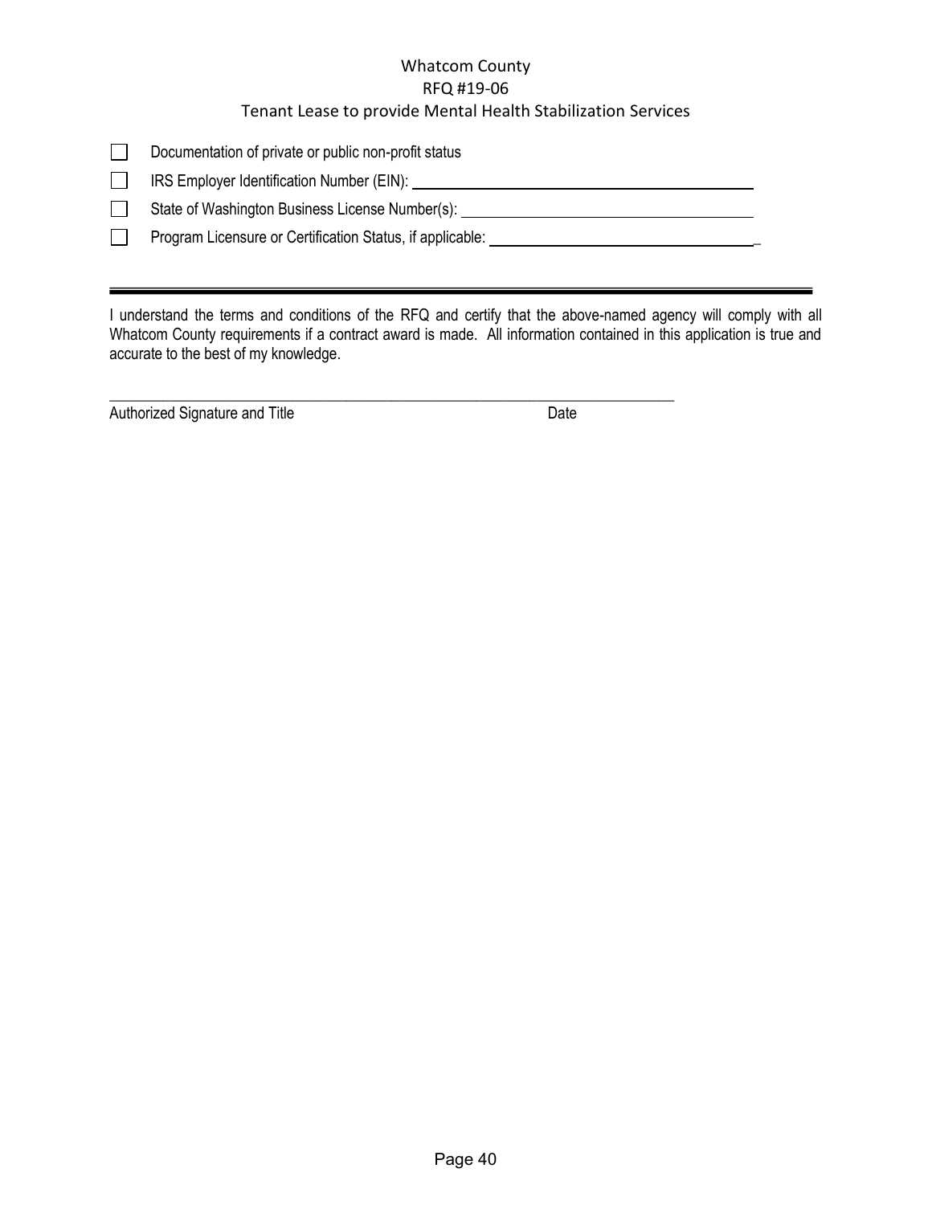Whatcom County
RFQ #19-06
Tenant Lease to provide Mental Health Stabilization Services

- ☐ Documentation of private or public non-profit status
- ☐ IRS Employer Identification Number (EIN): ______________________________
- ☐ State of Washington Business License Number(s): ______________________________
- ☐ Program Licensure or Certification Status, if applicable: ______________________________

---

I understand the terms and conditions of the RFQ and certify that the above-named agency will comply with all Whatcom County requirements if a contract award is made. All information contained in this application is true and accurate to the best of my knowledge.

______________________________________________________________

Authorized Signature and Title                                                  Date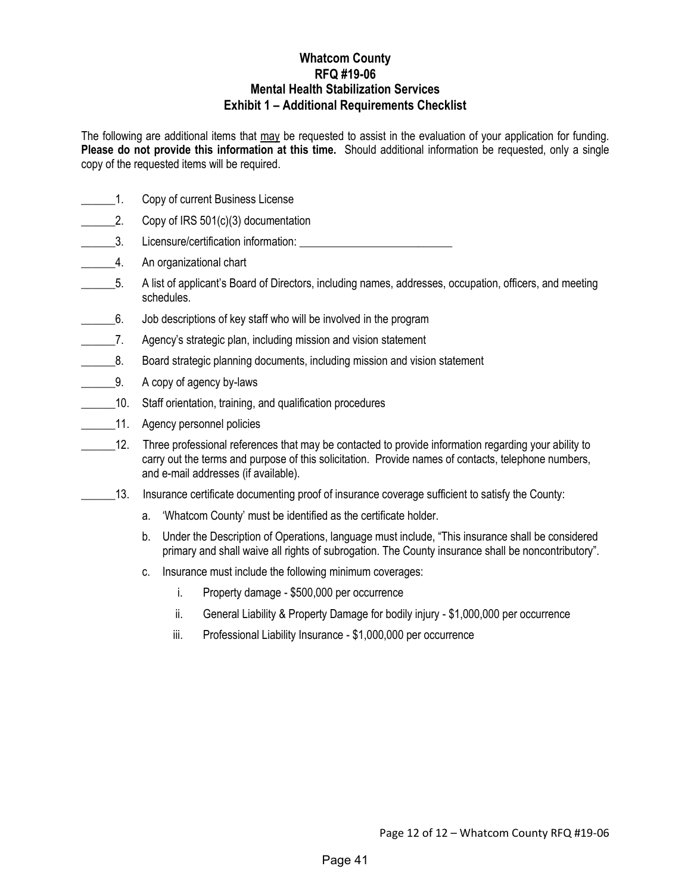**Whatcom County**
**RFQ #19-06**
**Mental Health Stabilization Services**
**Exhibit 1 – Additional Requirements Checklist**

The following are additional items that <u>may</u> be requested to assist in the evaluation of your application for funding. **Please do not provide this information at this time.** Should additional information be requested, only a single copy of the requested items will be required.

______1. Copy of current Business License

______2. Copy of IRS 501(c)(3) documentation

______3. Licensure/certification information: ___________________________

______4. An organizational chart

______5. A list of applicant's Board of Directors, including names, addresses, occupation, officers, and meeting schedules.

______6. Job descriptions of key staff who will be involved in the program

______7. Agency's strategic plan, including mission and vision statement

______8. Board strategic planning documents, including mission and vision statement

______9. A copy of agency by-laws

______10. Staff orientation, training, and qualification procedures

______11. Agency personnel policies

______12. Three professional references that may be contacted to provide information regarding your ability to carry out the terms and purpose of this solicitation. Provide names of contacts, telephone numbers, and e-mail addresses (if available).

______13. Insurance certificate documenting proof of insurance coverage sufficient to satisfy the County:

   a. 'Whatcom County' must be identified as the certificate holder.

   b. Under the Description of Operations, language must include, "This insurance shall be considered primary and shall waive all rights of subrogation. The County insurance shall be noncontributory".

   c. Insurance must include the following minimum coverages:

      i. Property damage - $500,000 per occurrence

      ii. General Liability & Property Damage for bodily injury - $1,000,000 per occurrence

      iii. Professional Liability Insurance - $1,000,000 per occurrence